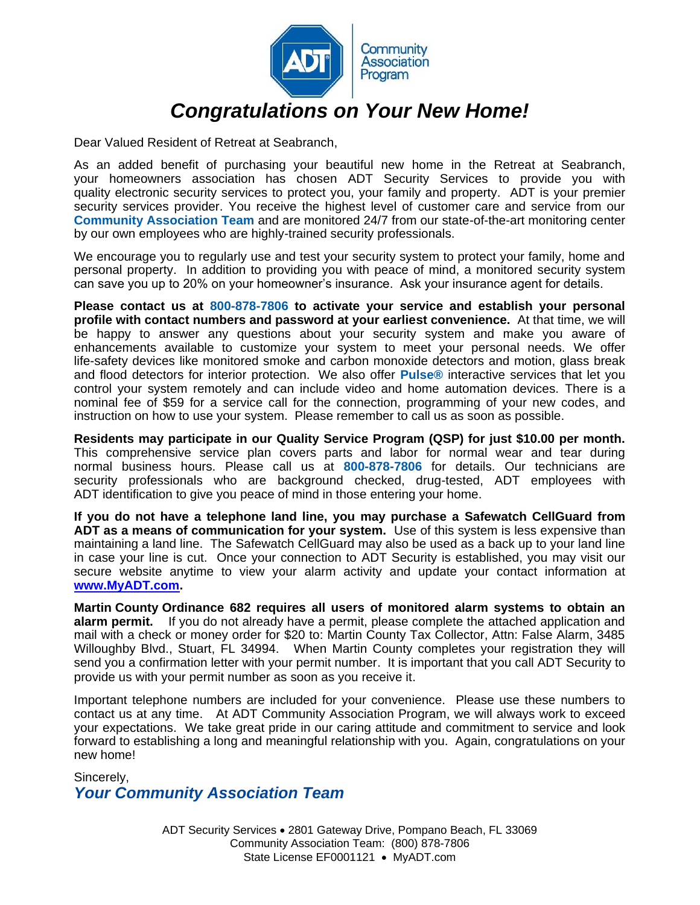Community Association Program

# *Congratulations on Your New Home!*

Dear Valued Resident of Retreat at Seabranch,

As an added benefit of purchasing your beautiful new home in the Retreat at Seabranch, your homeowners association has chosen ADT Security Services to provide you with quality electronic security services to protect you, your family and property. ADT is your premier security services provider. You receive the highest level of customer care and service from our **Community Association Team** and are monitored 24/7 from our state-of-the-art monitoring center by our own employees who are highly-trained security professionals.

We encourage you to regularly use and test your security system to protect your family, home and personal property. In addition to providing you with peace of mind, a monitored security system can save you up to 20% on your homeowner's insurance. Ask your insurance agent for details.

**Please contact us at 800-878-7806 to activate your service and establish your personal profile with contact numbers and password at your earliest convenience.** At that time, we will be happy to answer any questions about your security system and make you aware of enhancements available to customize your system to meet your personal needs. We offer life-safety devices like monitored smoke and carbon monoxide detectors and motion, glass break and flood detectors for interior protection. We also offer **Pulse®** interactive services that let you control your system remotely and can include video and home automation devices. There is a nominal fee of $59 for a service call for the connection, programming of your new codes, and instruction on how to use your system. Please remember to call us as soon as possible.

**Residents may participate in our Quality Service Program (QSP) for just $10.00 per month.** This comprehensive service plan covers parts and labor for normal wear and tear during normal business hours. Please call us at **800-878-7806** for details. Our technicians are security professionals who are background checked, drug-tested, ADT employees with ADT identification to give you peace of mind in those entering your home.

**If you do not have a telephone land line, you may purchase a Safewatch CellGuard from ADT as a means of communication for your system.** Use of this system is less expensive than maintaining a land line. The Safewatch CellGuard may also be used as a back up to your land line in case your line is cut. Once your connection to ADT Security is established, you may visit our secure website anytime to view your alarm activity and update your contact information at **www.MyADT.com.**

**Martin County Ordinance 682 requires all users of monitored alarm systems to obtain an alarm permit.** If you do not already have a permit, please complete the attached application and mail with a check or money order for $20 to: Martin County Tax Collector, Attn: False Alarm, 3485 Willoughby Blvd., Stuart, FL 34994. When Martin County completes your registration they will send you a confirmation letter with your permit number. It is important that you call ADT Security to provide us with your permit number as soon as you receive it.

Important telephone numbers are included for your convenience. Please use these numbers to contact us at any time. At ADT Community Association Program, we will always work to exceed your expectations. We take great pride in our caring attitude and commitment to service and look forward to establishing a long and meaningful relationship with you. Again, congratulations on your new home!

Sincerely,
***Your Community Association Team***

ADT Security Services • 2801 Gateway Drive, Pompano Beach, FL 33069
Community Association Team: (800) 878-7806
State License EF0001121 • MyADT.com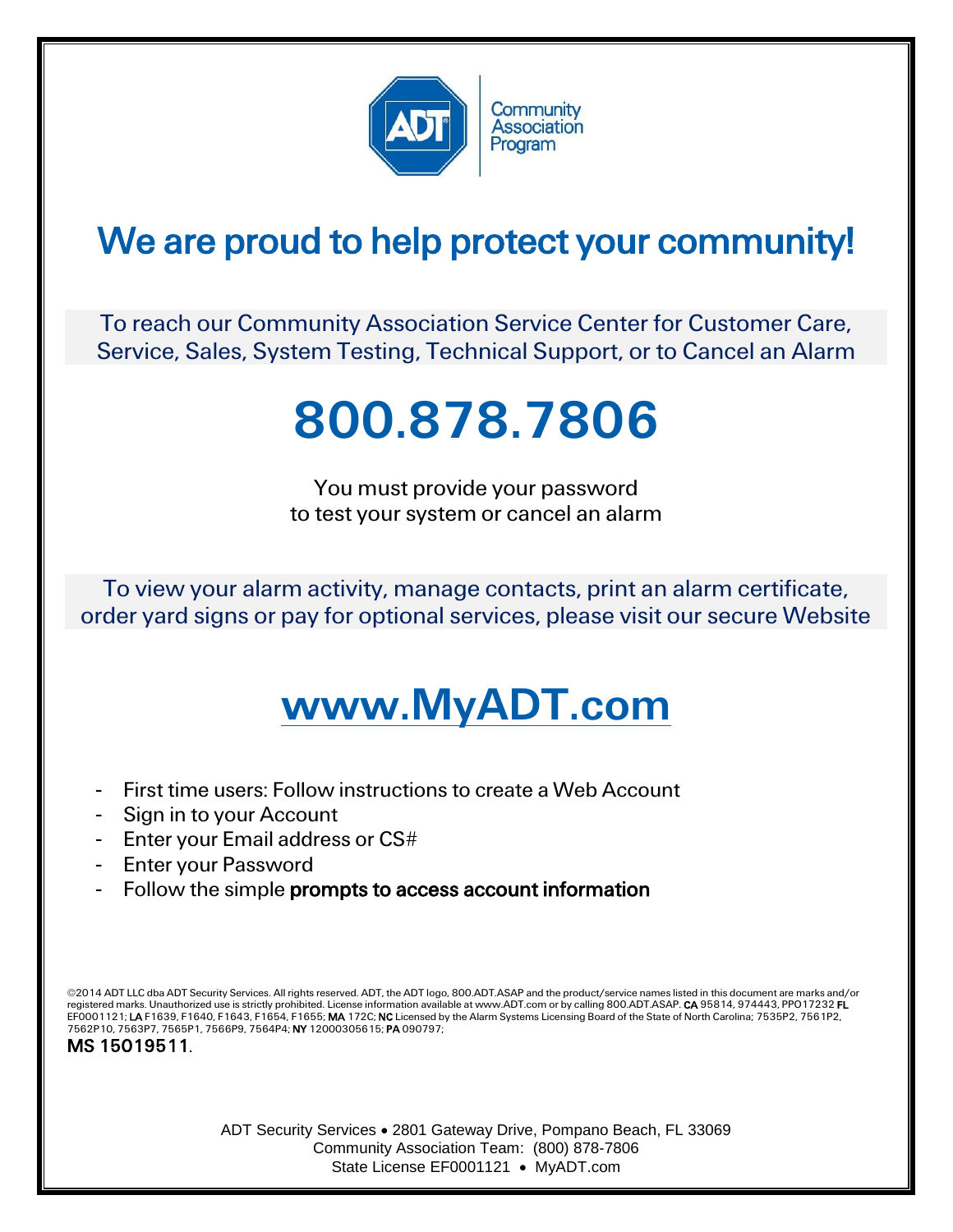ADT Community Association Program

# We are proud to help protect your community!

To reach our Community Association Service Center for Customer Care, Service, Sales, System Testing, Technical Support, or to Cancel an Alarm

# 800.878.7806

You must provide your password
to test your system or cancel an alarm

To view your alarm activity, manage contacts, print an alarm certificate, order yard signs or pay for optional services, please visit our secure Website

# www.MyADT.com

- First time users: Follow instructions to create a Web Account
- Sign in to your Account
- Enter your Email address or CS#
- Enter your Password
- Follow the simple **prompts to access account information**

©2014 ADT LLC dba ADT Security Services. All rights reserved. ADT, the ADT logo, 800.ADT.ASAP and the product/service names listed in this document are marks and/or registered marks. Unauthorized use is strictly prohibited. License information available at www.ADT.com or by calling 800.ADT.ASAP. **CA** 95814, 974443, PPO17232 **FL** EF0001121; **LA** F1639, F1640, F1643, F1654, F1655; **MA** 172C; **NC** Licensed by the Alarm Systems Licensing Board of the State of North Carolina; 7535P2, 7561P2, 7562P10, 7563P7, 7565P1, 7566P9, 7564P4; **NY** 12000305615; **PA** 090797;
**MS 15019511**.

ADT Security Services • 2801 Gateway Drive, Pompano Beach, FL 33069
Community Association Team: (800) 878-7806
State License EF0001121 • MyADT.com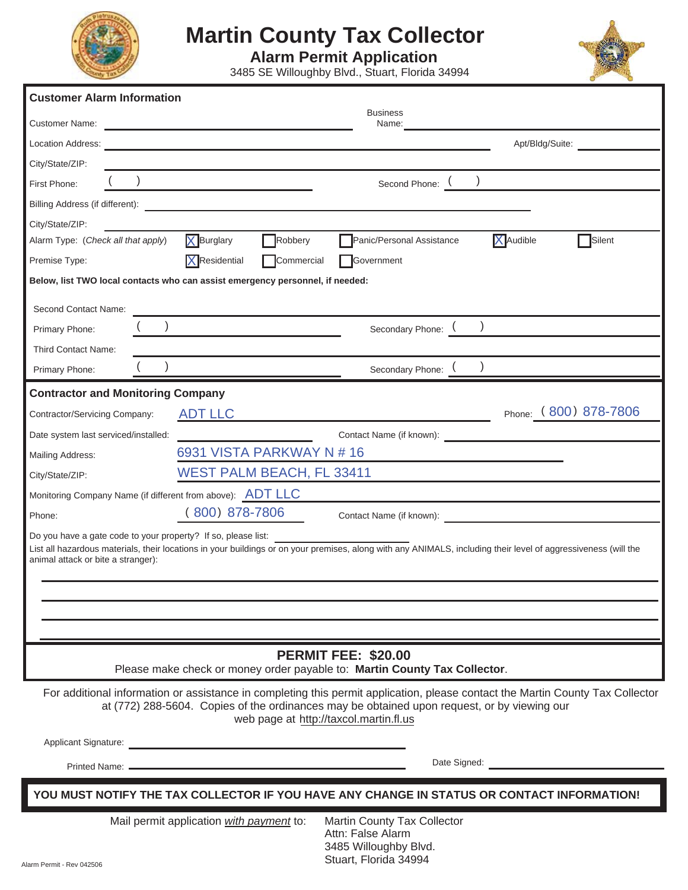# Martin County Tax Collector

## Alarm Permit Application

3485 SE Willoughby Blvd., Stuart, Florida 34994

### Customer Alarm Information

Customer Name: ______________________ Business Name: ______________________

Location Address: ______________________ Apt/Bldg/Suite: __________

City/State/ZIP: ______________________

First Phone: ( ) ______________ Second Phone: ( ) ______________

Billing Address (if different): ______________________

City/State/ZIP: ______________________

Alarm Type: (*Check all that apply*) [X] Burglary [ ] Robbery [ ] Panic/Personal Assistance [X] Audible [ ] Silent

Premise Type: [X] Residential [ ] Commercial [ ] Government

**Below, list TWO local contacts who can assist emergency personnel, if needed:**

Second Contact Name: ______________________

Primary Phone: ( ) ______________ Secondary Phone: ( ) ______________

Third Contact Name: ______________________

Primary Phone: ( ) ______________ Secondary Phone: ( ) ______________

### Contractor and Monitoring Company

Contractor/Servicing Company: ADT LLC Phone: (800) 878-7806

Date system last serviced/installed: ______________ Contact Name (if known): ______________

Mailing Address: 6931 VISTA PARKWAY N # 16

City/State/ZIP: WEST PALM BEACH, FL 33411

Monitoring Company Name (if different from above): ADT LLC

Phone: (800) 878-7806 Contact Name (if known): ______________

Do you have a gate code to your property? If so, please list: ______________

List all hazardous materials, their locations in your buildings or on your premises, along with any ANIMALS, including their level of aggressiveness (will the animal attack or bite a stranger):

______________________

______________________

______________________

**PERMIT FEE: $20.00**

Please make check or money order payable to: **Martin County Tax Collector**.

For additional information or assistance in completing this permit application, please contact the Martin County Tax Collector at (772) 288-5604. Copies of the ordinances may be obtained upon request, or by viewing our web page at http://taxcol.martin.fl.us

Applicant Signature: ______________________

Printed Name: ______________________ Date Signed: ______________

**YOU MUST NOTIFY THE TAX COLLECTOR IF YOU HAVE ANY CHANGE IN STATUS OR CONTACT INFORMATION!**

Mail permit application *with payment* to:

Martin County Tax Collector
Attn: False Alarm
3485 Willoughby Blvd.
Stuart, Florida 34994

Alarm Permit - Rev 042506